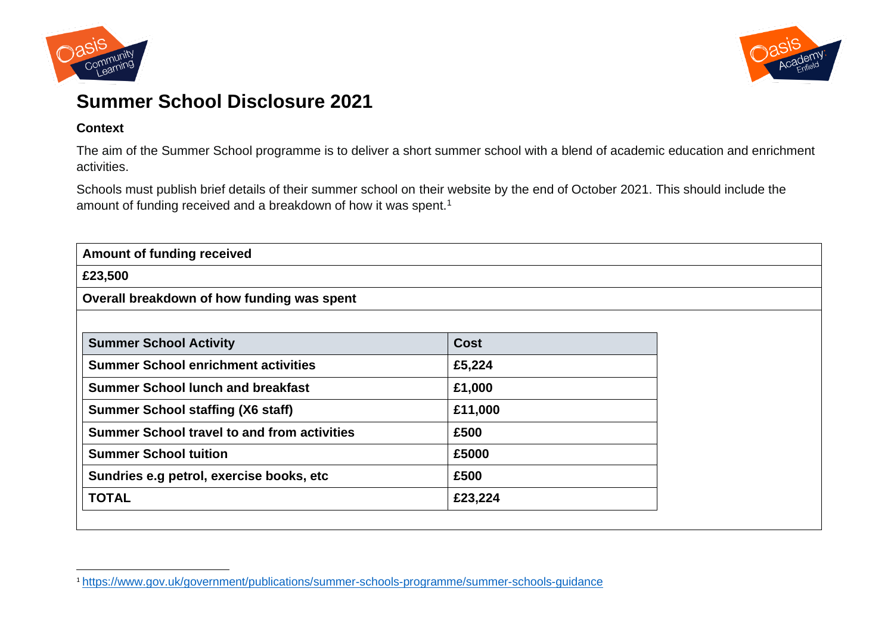# Summary School Disclosure 2021

**Context**

The aim of the Summer School programme is to deliver a short summer school with a blend of academic education and enrichment activities.

Schools must publish brief details of their summer school on their website by the end of October 2021. This should include the amount of funding received and a breakdown of how it was spent.[1]

**Amount of funding received**

**£23,500**

**Overall breakdown of how funding was spent**

| Summer School Activity | Cost |
|---|---|
| **Summer School enrichment activities** | **£5,224** |
| **Summer School lunch and breakfast** | **£1,000** |
| **Summer School staffing (X6 staff)** | **£11,000** |
| **Summer School travel to and from activities** | **£500** |
| **Summer School tuition** | **£5000** |
| **Sundries e.g petrol, exercise books, etc** | **£500** |
| **TOTAL** | **£23,224** |

[1] https://www.gov.uk/government/publications/summer-schools-programme/summer-schools-guidance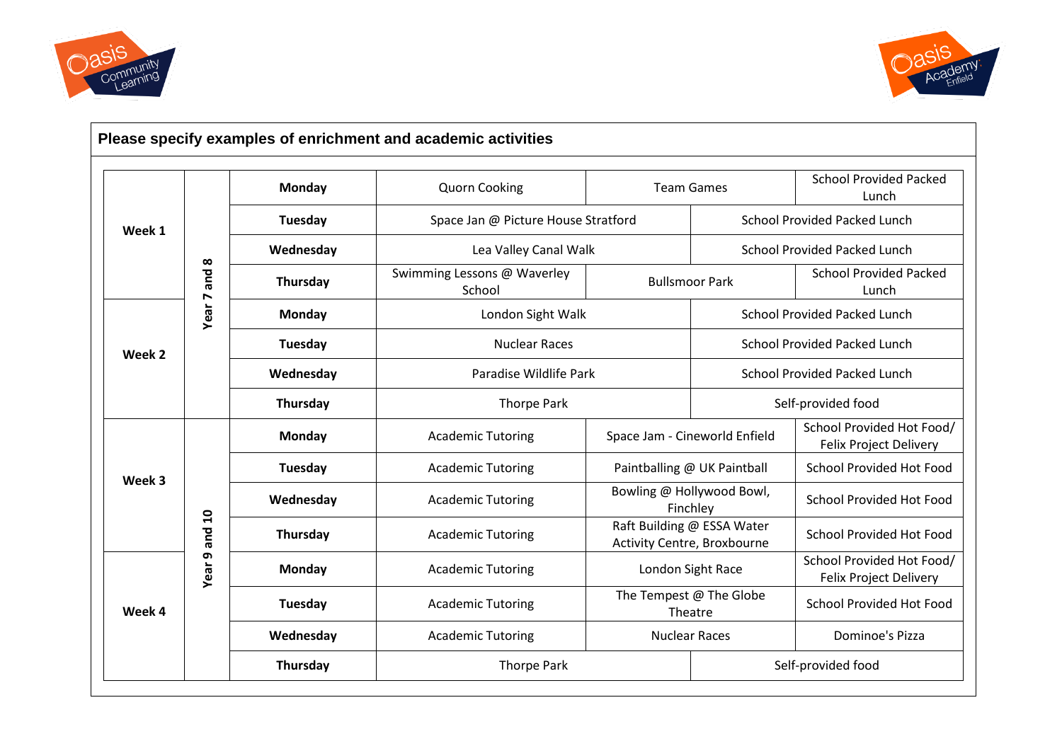**Please specify examples of enrichment and academic activities**

| | | | | | |
|---|---|---|---|---|---|
| **Week 1** | **Year 7 and 8** | **Monday** | Quorn Cooking | Team Games | School Provided Packed Lunch |
| | | **Tuesday** | Space Jan @ Picture House Stratford | | School Provided Packed Lunch |
| | | **Wednesday** | Lea Valley Canal Walk | | School Provided Packed Lunch |
| | | **Thursday** | Swimming Lessons @ Waverley School | Bullsmoor Park | School Provided Packed Lunch |
| **Week 2** | | **Monday** | London Sight Walk | | School Provided Packed Lunch |
| | | **Tuesday** | Nuclear Races | | School Provided Packed Lunch |
| | | **Wednesday** | Paradise Wildlife Park | | School Provided Packed Lunch |
| | | **Thursday** | Thorpe Park | | Self-provided food |
| **Week 3** | **Year 9 and 10** | **Monday** | Academic Tutoring | Space Jam - Cineworld Enfield | School Provided Hot Food/ Felix Project Delivery |
| | | **Tuesday** | Academic Tutoring | Paintballing @ UK Paintball | School Provided Hot Food |
| | | **Wednesday** | Academic Tutoring | Bowling @ Hollywood Bowl, Finchley | School Provided Hot Food |
| | | **Thursday** | Academic Tutoring | Raft Building @ ESSA Water Activity Centre, Broxbourne | School Provided Hot Food |
| **Week 4** | | **Monday** | Academic Tutoring | London Sight Race | School Provided Hot Food/ Felix Project Delivery |
| | | **Tuesday** | Academic Tutoring | The Tempest @ The Globe Theatre | School Provided Hot Food |
| | | **Wednesday** | Academic Tutoring | Nuclear Races | Dominoe's Pizza |
| | | **Thursday** | Thorpe Park | | Self-provided food |